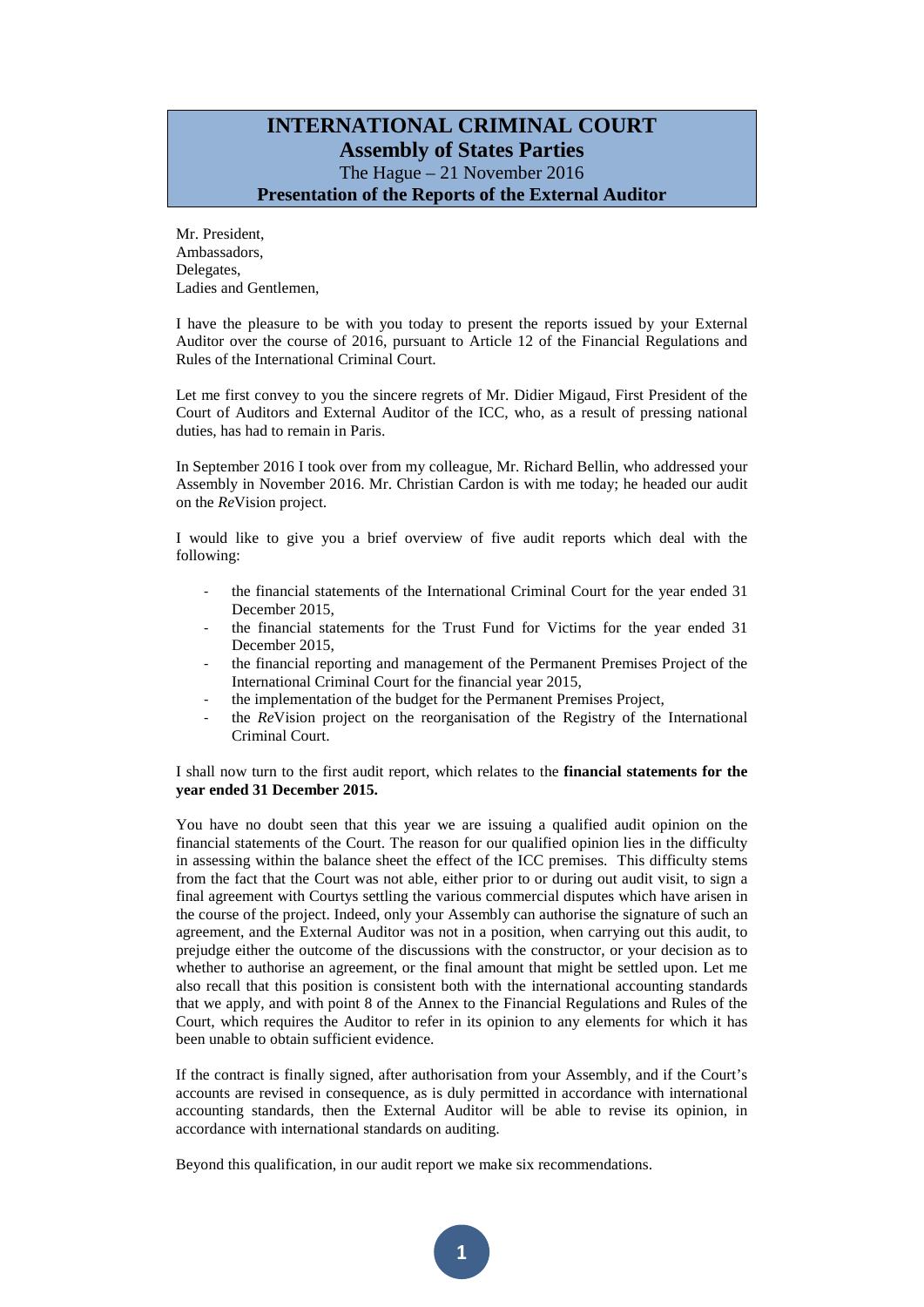# INTERNATIONAL CRIMINAL COURT
## Assembly of States Parties
The Hague – 21 November 2016
**Presentation of the Reports of the External Auditor**

Mr. President,
Ambassadors,
Delegates,
Ladies and Gentlemen,

I have the pleasure to be with you today to present the reports issued by your External Auditor over the course of 2016, pursuant to Article 12 of the Financial Regulations and Rules of the International Criminal Court.

Let me first convey to you the sincere regrets of Mr. Didier Migaud, First President of the Court of Auditors and External Auditor of the ICC, who, as a result of pressing national duties, has had to remain in Paris.

In September 2016 I took over from my colleague, Mr. Richard Bellin, who addressed your Assembly in November 2016. Mr. Christian Cardon is with me today; he headed our audit on the *Re*Vision project.

I would like to give you a brief overview of five audit reports which deal with the following:

- the financial statements of the International Criminal Court for the year ended 31 December 2015,
- the financial statements for the Trust Fund for Victims for the year ended 31 December 2015,
- the financial reporting and management of the Permanent Premises Project of the International Criminal Court for the financial year 2015,
- the implementation of the budget for the Permanent Premises Project,
- the *Re*Vision project on the reorganisation of the Registry of the International Criminal Court.

I shall now turn to the first audit report, which relates to the **financial statements for the year ended 31 December 2015.**

You have no doubt seen that this year we are issuing a qualified audit opinion on the financial statements of the Court. The reason for our qualified opinion lies in the difficulty in assessing within the balance sheet the effect of the ICC premises. This difficulty stems from the fact that the Court was not able, either prior to or during out audit visit, to sign a final agreement with Courtys settling the various commercial disputes which have arisen in the course of the project. Indeed, only your Assembly can authorise the signature of such an agreement, and the External Auditor was not in a position, when carrying out this audit, to prejudge either the outcome of the discussions with the constructor, or your decision as to whether to authorise an agreement, or the final amount that might be settled upon. Let me also recall that this position is consistent both with the international accounting standards that we apply, and with point 8 of the Annex to the Financial Regulations and Rules of the Court, which requires the Auditor to refer in its opinion to any elements for which it has been unable to obtain sufficient evidence.

If the contract is finally signed, after authorisation from your Assembly, and if the Court's accounts are revised in consequence, as is duly permitted in accordance with international accounting standards, then the External Auditor will be able to revise its opinion, in accordance with international standards on auditing.

Beyond this qualification, in our audit report we make six recommendations.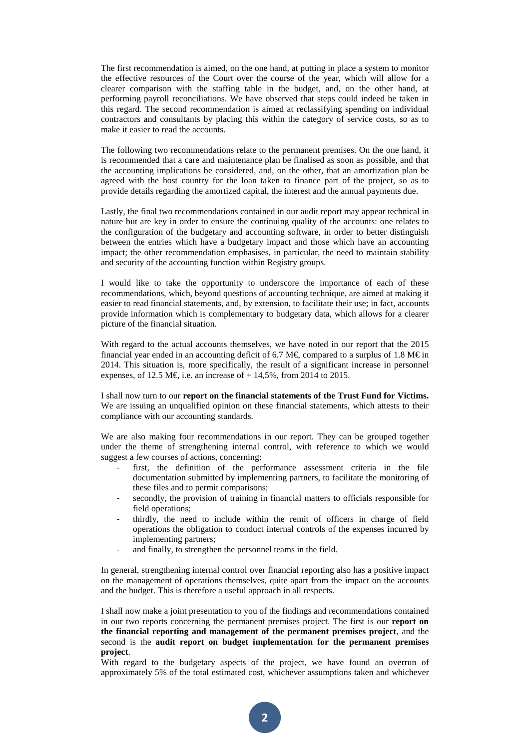The first recommendation is aimed, on the one hand, at putting in place a system to monitor the effective resources of the Court over the course of the year, which will allow for a clearer comparison with the staffing table in the budget, and, on the other hand, at performing payroll reconciliations. We have observed that steps could indeed be taken in this regard. The second recommendation is aimed at reclassifying spending on individual contractors and consultants by placing this within the category of service costs, so as to make it easier to read the accounts.

The following two recommendations relate to the permanent premises. On the one hand, it is recommended that a care and maintenance plan be finalised as soon as possible, and that the accounting implications be considered, and, on the other, that an amortization plan be agreed with the host country for the loan taken to finance part of the project, so as to provide details regarding the amortized capital, the interest and the annual payments due.

Lastly, the final two recommendations contained in our audit report may appear technical in nature but are key in order to ensure the continuing quality of the accounts: one relates to the configuration of the budgetary and accounting software, in order to better distinguish between the entries which have a budgetary impact and those which have an accounting impact; the other recommendation emphasises, in particular, the need to maintain stability and security of the accounting function within Registry groups.

I would like to take the opportunity to underscore the importance of each of these recommendations, which, beyond questions of accounting technique, are aimed at making it easier to read financial statements, and, by extension, to facilitate their use; in fact, accounts provide information which is complementary to budgetary data, which allows for a clearer picture of the financial situation.

With regard to the actual accounts themselves, we have noted in our report that the 2015 financial year ended in an accounting deficit of 6.7 M€, compared to a surplus of 1.8 M€ in 2014. This situation is, more specifically, the result of a significant increase in personnel expenses, of 12.5 M€, i.e. an increase of + 14,5%, from 2014 to 2015.

I shall now turn to our **report on the financial statements of the Trust Fund for Victims.** We are issuing an unqualified opinion on these financial statements, which attests to their compliance with our accounting standards.

We are also making four recommendations in our report. They can be grouped together under the theme of strengthening internal control, with reference to which we would suggest a few courses of actions, concerning:

- first, the definition of the performance assessment criteria in the file documentation submitted by implementing partners, to facilitate the monitoring of these files and to permit comparisons;
- secondly, the provision of training in financial matters to officials responsible for field operations;
- thirdly, the need to include within the remit of officers in charge of field operations the obligation to conduct internal controls of the expenses incurred by implementing partners;
- and finally, to strengthen the personnel teams in the field.

In general, strengthening internal control over financial reporting also has a positive impact on the management of operations themselves, quite apart from the impact on the accounts and the budget. This is therefore a useful approach in all respects.

I shall now make a joint presentation to you of the findings and recommendations contained in our two reports concerning the permanent premises project. The first is our **report on the financial reporting and management of the permanent premises project**, and the second is the **audit report on budget implementation for the permanent premises project**.

With regard to the budgetary aspects of the project, we have found an overrun of approximately 5% of the total estimated cost, whichever assumptions taken and whichever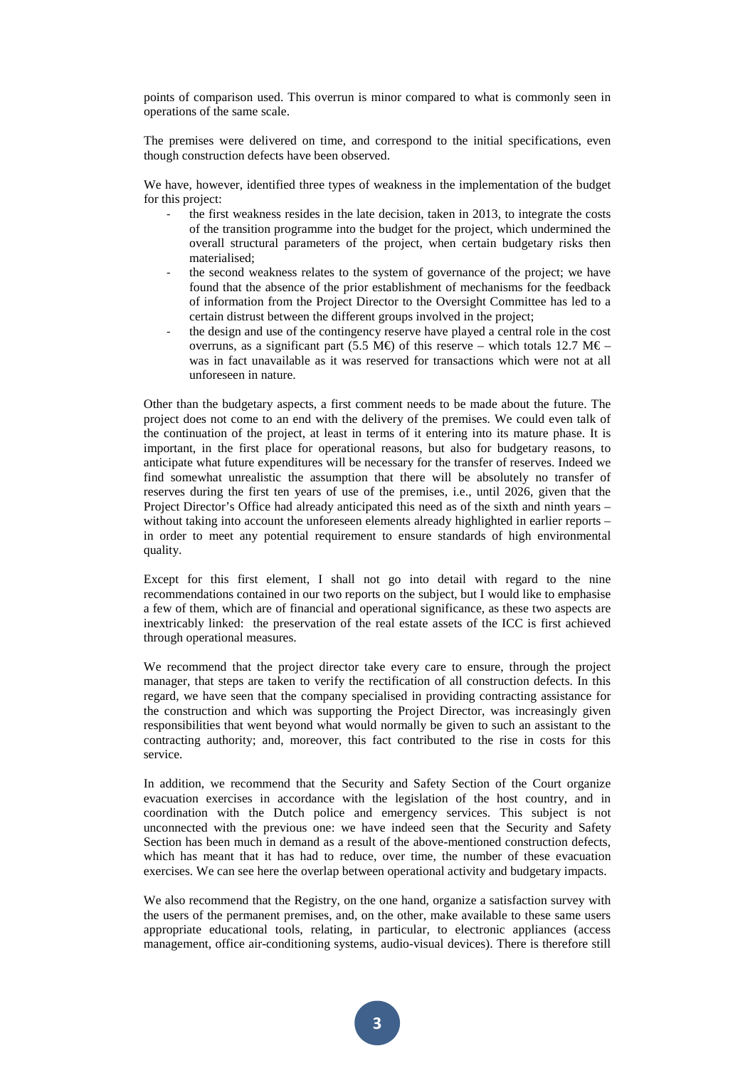points of comparison used. This overrun is minor compared to what is commonly seen in operations of the same scale.

The premises were delivered on time, and correspond to the initial specifications, even though construction defects have been observed.

We have, however, identified three types of weakness in the implementation of the budget for this project:

- the first weakness resides in the late decision, taken in 2013, to integrate the costs of the transition programme into the budget for the project, which undermined the overall structural parameters of the project, when certain budgetary risks then materialised;
- the second weakness relates to the system of governance of the project; we have found that the absence of the prior establishment of mechanisms for the feedback of information from the Project Director to the Oversight Committee has led to a certain distrust between the different groups involved in the project;
- the design and use of the contingency reserve have played a central role in the cost overruns, as a significant part (5.5 M€) of this reserve – which totals 12.7 M€ – was in fact unavailable as it was reserved for transactions which were not at all unforeseen in nature.

Other than the budgetary aspects, a first comment needs to be made about the future. The project does not come to an end with the delivery of the premises. We could even talk of the continuation of the project, at least in terms of it entering into its mature phase. It is important, in the first place for operational reasons, but also for budgetary reasons, to anticipate what future expenditures will be necessary for the transfer of reserves. Indeed we find somewhat unrealistic the assumption that there will be absolutely no transfer of reserves during the first ten years of use of the premises, i.e., until 2026, given that the Project Director's Office had already anticipated this need as of the sixth and ninth years – without taking into account the unforeseen elements already highlighted in earlier reports – in order to meet any potential requirement to ensure standards of high environmental quality.

Except for this first element, I shall not go into detail with regard to the nine recommendations contained in our two reports on the subject, but I would like to emphasise a few of them, which are of financial and operational significance, as these two aspects are inextricably linked: the preservation of the real estate assets of the ICC is first achieved through operational measures.

We recommend that the project director take every care to ensure, through the project manager, that steps are taken to verify the rectification of all construction defects. In this regard, we have seen that the company specialised in providing contracting assistance for the construction and which was supporting the Project Director, was increasingly given responsibilities that went beyond what would normally be given to such an assistant to the contracting authority; and, moreover, this fact contributed to the rise in costs for this service.

In addition, we recommend that the Security and Safety Section of the Court organize evacuation exercises in accordance with the legislation of the host country, and in coordination with the Dutch police and emergency services. This subject is not unconnected with the previous one: we have indeed seen that the Security and Safety Section has been much in demand as a result of the above-mentioned construction defects, which has meant that it has had to reduce, over time, the number of these evacuation exercises. We can see here the overlap between operational activity and budgetary impacts.

We also recommend that the Registry, on the one hand, organize a satisfaction survey with the users of the permanent premises, and, on the other, make available to these same users appropriate educational tools, relating, in particular, to electronic appliances (access management, office air-conditioning systems, audio-visual devices). There is therefore still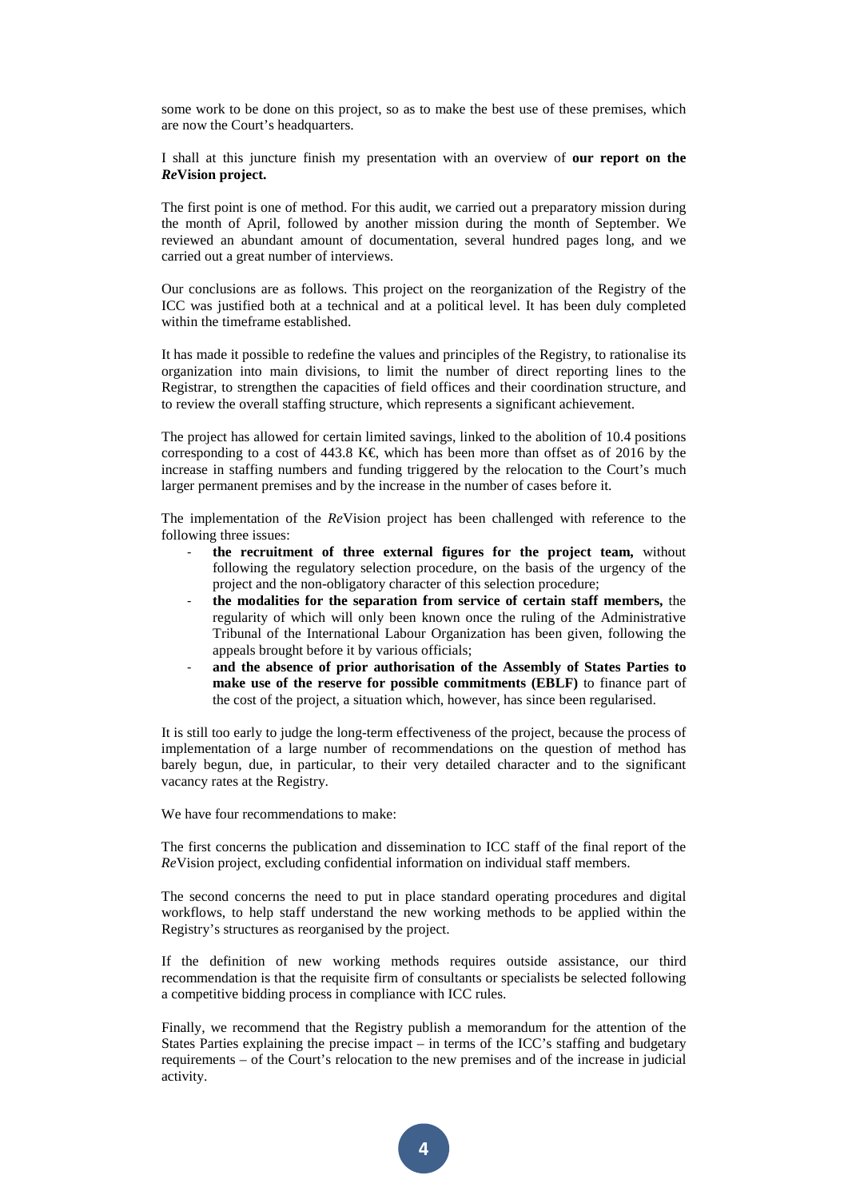some work to be done on this project, so as to make the best use of these premises, which are now the Court's headquarters.

I shall at this juncture finish my presentation with an overview of **our report on the *Re*Vision project.**

The first point is one of method. For this audit, we carried out a preparatory mission during the month of April, followed by another mission during the month of September. We reviewed an abundant amount of documentation, several hundred pages long, and we carried out a great number of interviews.

Our conclusions are as follows. This project on the reorganization of the Registry of the ICC was justified both at a technical and at a political level. It has been duly completed within the timeframe established.

It has made it possible to redefine the values and principles of the Registry, to rationalise its organization into main divisions, to limit the number of direct reporting lines to the Registrar, to strengthen the capacities of field offices and their coordination structure, and to review the overall staffing structure, which represents a significant achievement.

The project has allowed for certain limited savings, linked to the abolition of 10.4 positions corresponding to a cost of 443.8 K€, which has been more than offset as of 2016 by the increase in staffing numbers and funding triggered by the relocation to the Court's much larger permanent premises and by the increase in the number of cases before it.

The implementation of the *Re*Vision project has been challenged with reference to the following three issues:

- **the recruitment of three external figures for the project team,** without following the regulatory selection procedure, on the basis of the urgency of the project and the non-obligatory character of this selection procedure;
- **the modalities for the separation from service of certain staff members,** the regularity of which will only been known once the ruling of the Administrative Tribunal of the International Labour Organization has been given, following the appeals brought before it by various officials;
- **and the absence of prior authorisation of the Assembly of States Parties to make use of the reserve for possible commitments (EBLF)** to finance part of the cost of the project, a situation which, however, has since been regularised.

It is still too early to judge the long-term effectiveness of the project, because the process of implementation of a large number of recommendations on the question of method has barely begun, due, in particular, to their very detailed character and to the significant vacancy rates at the Registry.

We have four recommendations to make:

The first concerns the publication and dissemination to ICC staff of the final report of the *Re*Vision project, excluding confidential information on individual staff members.

The second concerns the need to put in place standard operating procedures and digital workflows, to help staff understand the new working methods to be applied within the Registry's structures as reorganised by the project.

If the definition of new working methods requires outside assistance, our third recommendation is that the requisite firm of consultants or specialists be selected following a competitive bidding process in compliance with ICC rules.

Finally, we recommend that the Registry publish a memorandum for the attention of the States Parties explaining the precise impact – in terms of the ICC's staffing and budgetary requirements – of the Court's relocation to the new premises and of the increase in judicial activity.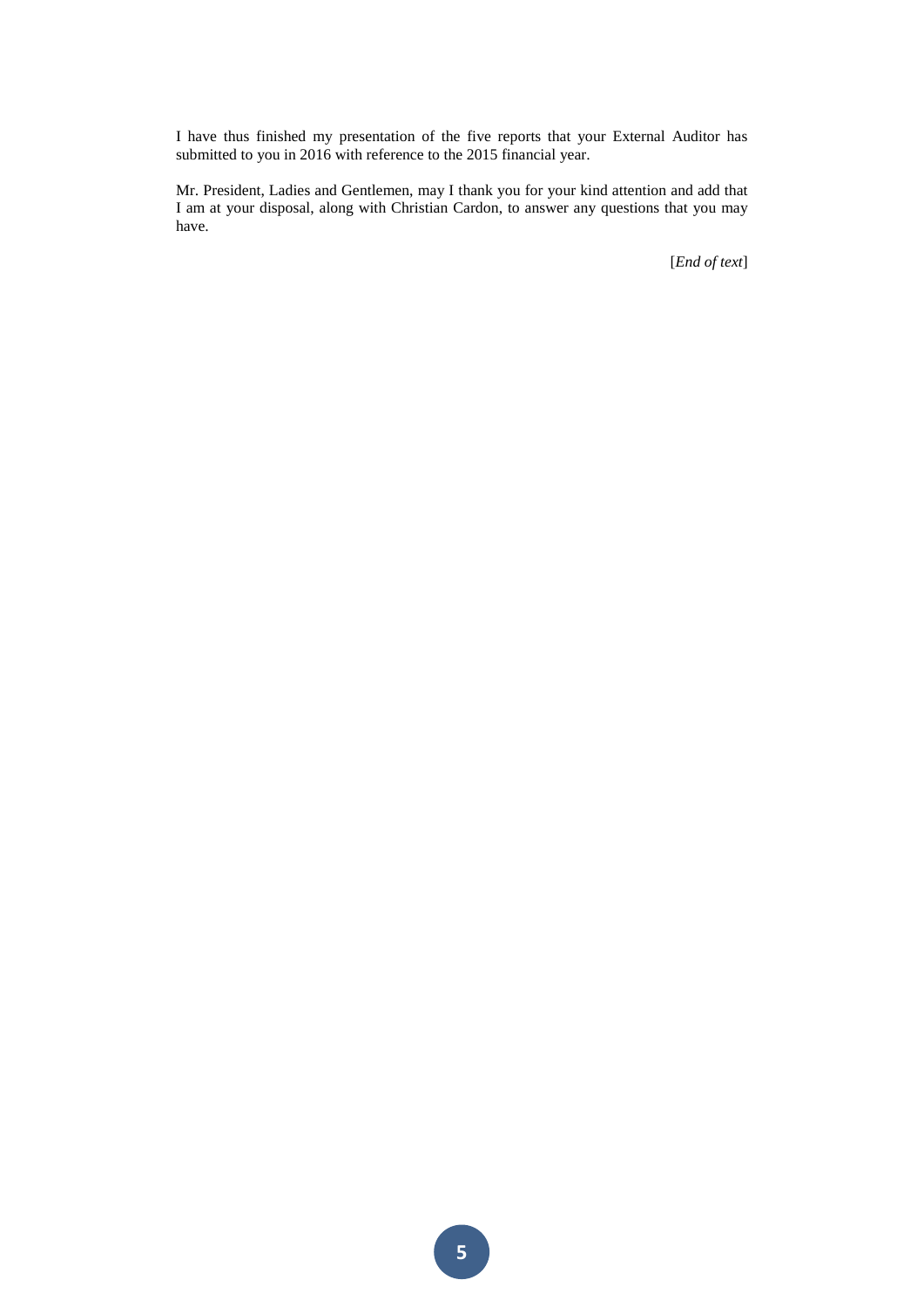I have thus finished my presentation of the five reports that your External Auditor has submitted to you in 2016 with reference to the 2015 financial year.

Mr. President, Ladies and Gentlemen, may I thank you for your kind attention and add that I am at your disposal, along with Christian Cardon, to answer any questions that you may have.

[*End of text*]